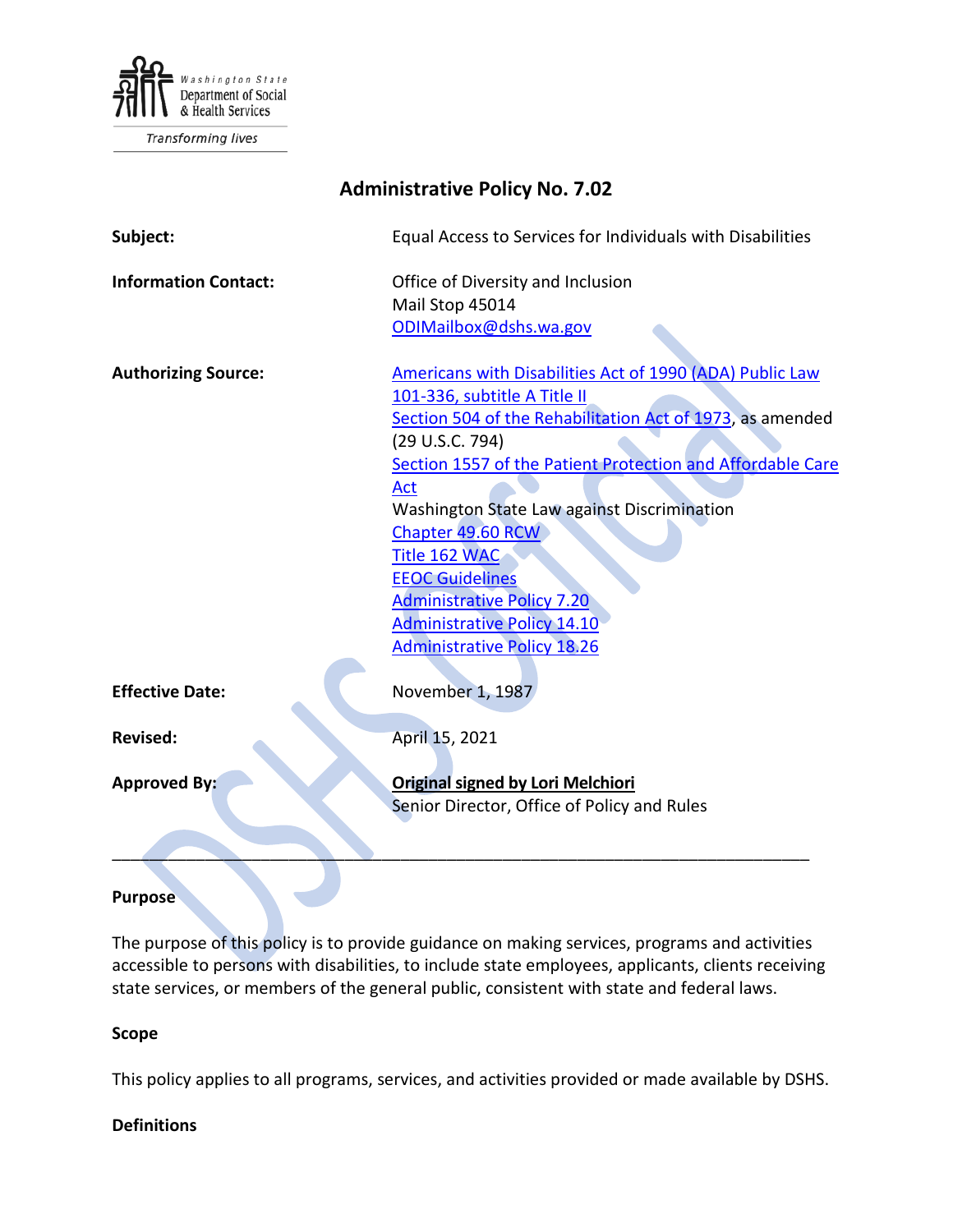Washington State Department of Social & Health Services

Transforming lives

# Administrative Policy No. 7.02

**Subject:** Equal Access to Services for Individuals with Disabilities

**Information Contact:** Office of Diversity and Inclusion
Mail Stop 45014
ODIMailbox@dshs.wa.gov

**Authorizing Source:** Americans with Disabilities Act of 1990 (ADA) Public Law 101-336, subtitle A Title II
Section 504 of the Rehabilitation Act of 1973, as amended (29 U.S.C. 794)
Section 1557 of the Patient Protection and Affordable Care Act
Washington State Law against Discrimination
Chapter 49.60 RCW
Title 162 WAC
EEOC Guidelines
Administrative Policy 7.20
Administrative Policy 14.10
Administrative Policy 18.26

**Effective Date:** November 1, 1987

**Revised:** April 15, 2021

**Approved By:** **Original signed by Lori Melchiori**
Senior Director, Office of Policy and Rules

---

## Purpose

The purpose of this policy is to provide guidance on making services, programs and activities accessible to persons with disabilities, to include state employees, applicants, clients receiving state services, or members of the general public, consistent with state and federal laws.

## Scope

This policy applies to all programs, services, and activities provided or made available by DSHS.

## Definitions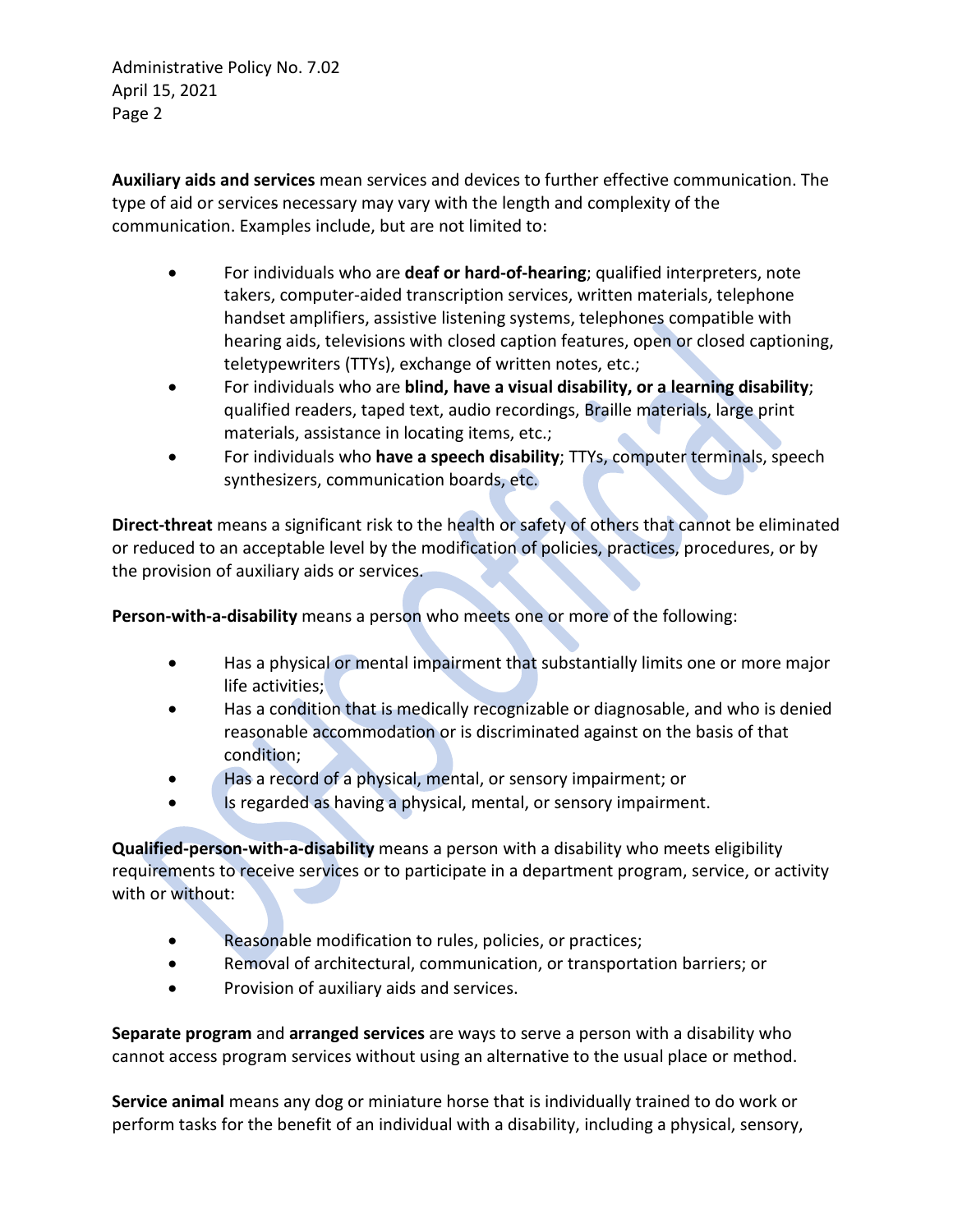**Auxiliary aids and services** mean services and devices to further effective communication. The type of aid or services necessary may vary with the length and complexity of the communication. Examples include, but are not limited to:

- For individuals who are **deaf or hard-of-hearing**; qualified interpreters, note takers, computer-aided transcription services, written materials, telephone handset amplifiers, assistive listening systems, telephones compatible with hearing aids, televisions with closed caption features, open or closed captioning, teletypewriters (TTYs), exchange of written notes, etc.;
- For individuals who are **blind, have a visual disability, or a learning disability**; qualified readers, taped text, audio recordings, Braille materials, large print materials, assistance in locating items, etc.;
- For individuals who **have a speech disability**; TTYs, computer terminals, speech synthesizers, communication boards, etc.

**Direct-threat** means a significant risk to the health or safety of others that cannot be eliminated or reduced to an acceptable level by the modification of policies, practices, procedures, or by the provision of auxiliary aids or services.

**Person-with-a-disability** means a person who meets one or more of the following:

- Has a physical or mental impairment that substantially limits one or more major life activities;
- Has a condition that is medically recognizable or diagnosable, and who is denied reasonable accommodation or is discriminated against on the basis of that condition;
- Has a record of a physical, mental, or sensory impairment; or
- Is regarded as having a physical, mental, or sensory impairment.

**Qualified-person-with-a-disability** means a person with a disability who meets eligibility requirements to receive services or to participate in a department program, service, or activity with or without:

- Reasonable modification to rules, policies, or practices;
- Removal of architectural, communication, or transportation barriers; or
- Provision of auxiliary aids and services.

**Separate program** and **arranged services** are ways to serve a person with a disability who cannot access program services without using an alternative to the usual place or method.

**Service animal** means any dog or miniature horse that is individually trained to do work or perform tasks for the benefit of an individual with a disability, including a physical, sensory,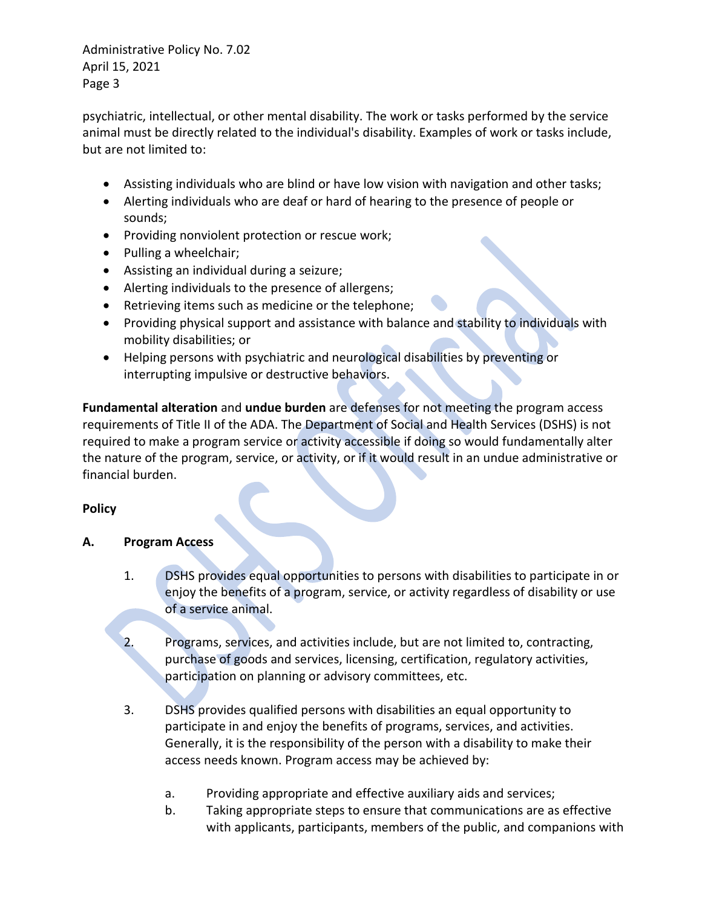psychiatric, intellectual, or other mental disability. The work or tasks performed by the service animal must be directly related to the individual's disability. Examples of work or tasks include, but are not limited to:

- Assisting individuals who are blind or have low vision with navigation and other tasks;
- Alerting individuals who are deaf or hard of hearing to the presence of people or sounds;
- Providing nonviolent protection or rescue work;
- Pulling a wheelchair;
- Assisting an individual during a seizure;
- Alerting individuals to the presence of allergens;
- Retrieving items such as medicine or the telephone;
- Providing physical support and assistance with balance and stability to individuals with mobility disabilities; or
- Helping persons with psychiatric and neurological disabilities by preventing or interrupting impulsive or destructive behaviors.

**Fundamental alteration** and **undue burden** are defenses for not meeting the program access requirements of Title II of the ADA. The Department of Social and Health Services (DSHS) is not required to make a program service or activity accessible if doing so would fundamentally alter the nature of the program, service, or activity, or if it would result in an undue administrative or financial burden.

**Policy**

**A. Program Access**

1. DSHS provides equal opportunities to persons with disabilities to participate in or enjoy the benefits of a program, service, or activity regardless of disability or use of a service animal.

2. Programs, services, and activities include, but are not limited to, contracting, purchase of goods and services, licensing, certification, regulatory activities, participation on planning or advisory committees, etc.

3. DSHS provides qualified persons with disabilities an equal opportunity to participate in and enjoy the benefits of programs, services, and activities. Generally, it is the responsibility of the person with a disability to make their access needs known. Program access may be achieved by:

   a. Providing appropriate and effective auxiliary aids and services;
   
   b. Taking appropriate steps to ensure that communications are as effective with applicants, participants, members of the public, and companions with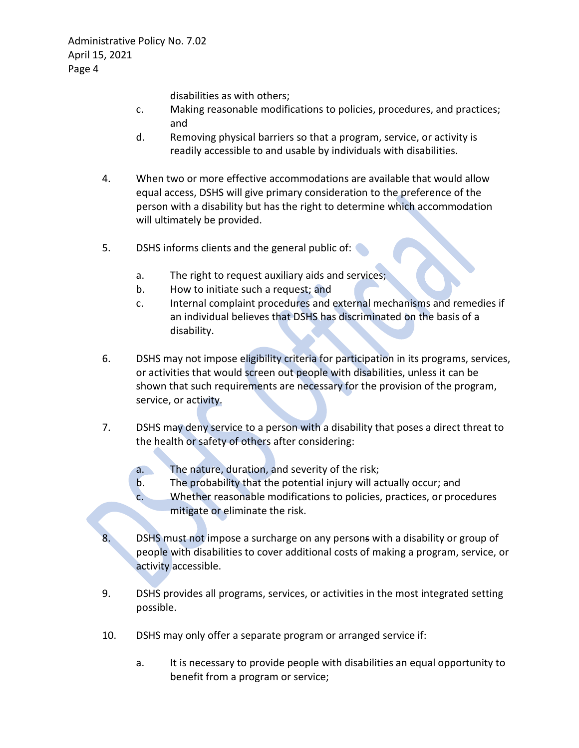disabilities as with others;

   c. Making reasonable modifications to policies, procedures, and practices; and
   d. Removing physical barriers so that a program, service, or activity is readily accessible to and usable by individuals with disabilities.

4. When two or more effective accommodations are available that would allow equal access, DSHS will give primary consideration to the preference of the person with a disability but has the right to determine which accommodation will ultimately be provided.

5. DSHS informs clients and the general public of:

   a. The right to request auxiliary aids and services;
   b. How to initiate such a request; and
   c. Internal complaint procedures and external mechanisms and remedies if an individual believes that DSHS has discriminated on the basis of a disability.

6. DSHS may not impose eligibility criteria for participation in its programs, services, or activities that would screen out people with disabilities, unless it can be shown that such requirements are necessary for the provision of the program, service, or activity.

7. DSHS may deny service to a person with a disability that poses a direct threat to the health or safety of others after considering:

   a. The nature, duration, and severity of the risk;
   b. The probability that the potential injury will actually occur; and
   c. Whether reasonable modifications to policies, practices, or procedures mitigate or eliminate the risk.

8. DSHS must not impose a surcharge on any persons with a disability or group of people with disabilities to cover additional costs of making a program, service, or activity accessible.

9. DSHS provides all programs, services, or activities in the most integrated setting possible.

10. DSHS may only offer a separate program or arranged service if:

    a. It is necessary to provide people with disabilities an equal opportunity to benefit from a program or service;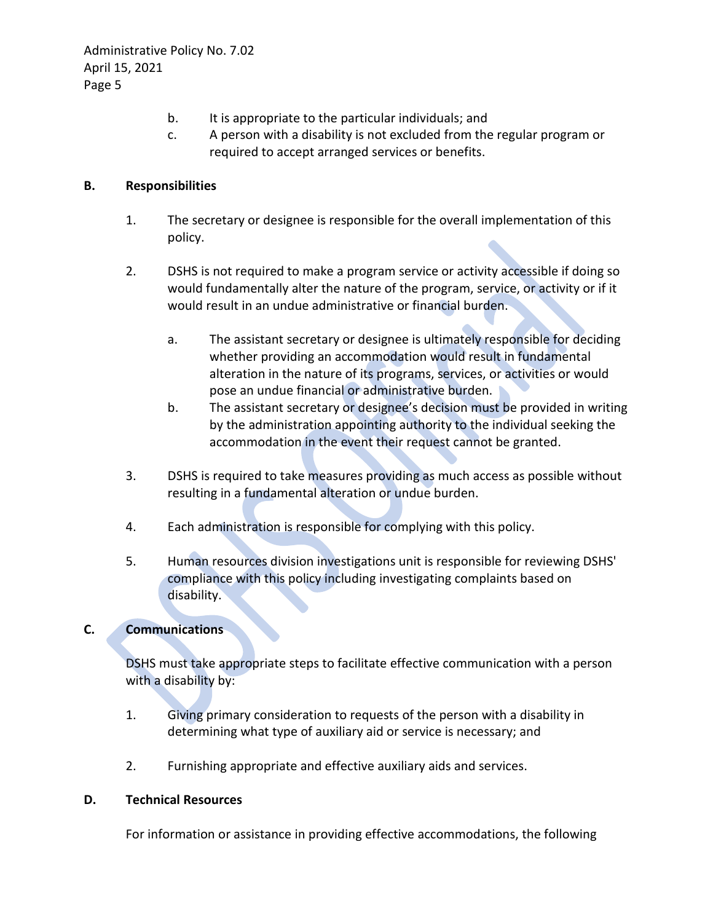b. It is appropriate to the particular individuals; and

c. A person with a disability is not excluded from the regular program or required to accept arranged services or benefits.

**B. Responsibilities**

1. The secretary or designee is responsible for the overall implementation of this policy.

2. DSHS is not required to make a program service or activity accessible if doing so would fundamentally alter the nature of the program, service, or activity or if it would result in an undue administrative or financial burden.

    a. The assistant secretary or designee is ultimately responsible for deciding whether providing an accommodation would result in fundamental alteration in the nature of its programs, services, or activities or would pose an undue financial or administrative burden.

    b. The assistant secretary or designee's decision must be provided in writing by the administration appointing authority to the individual seeking the accommodation in the event their request cannot be granted.

3. DSHS is required to take measures providing as much access as possible without resulting in a fundamental alteration or undue burden.

4. Each administration is responsible for complying with this policy.

5. Human resources division investigations unit is responsible for reviewing DSHS' compliance with this policy including investigating complaints based on disability.

**C. Communications**

DSHS must take appropriate steps to facilitate effective communication with a person with a disability by:

1. Giving primary consideration to requests of the person with a disability in determining what type of auxiliary aid or service is necessary; and

2. Furnishing appropriate and effective auxiliary aids and services.

**D. Technical Resources**

For information or assistance in providing effective accommodations, the following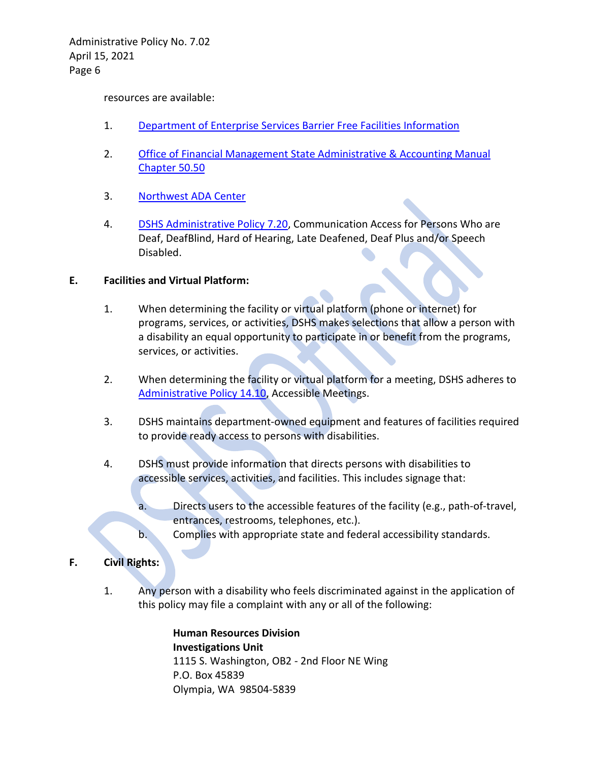resources are available:

1. [Department of Enterprise Services Barrier Free Facilities Information]

2. [Office of Financial Management State Administrative & Accounting Manual Chapter 50.50]

3. [Northwest ADA Center]

4. [DSHS Administrative Policy 7.20], Communication Access for Persons Who are Deaf, DeafBlind, Hard of Hearing, Late Deafened, Deaf Plus and/or Speech Disabled.

**E. Facilities and Virtual Platform:**

1. When determining the facility or virtual platform (phone or internet) for programs, services, or activities, DSHS makes selections that allow a person with a disability an equal opportunity to participate in or benefit from the programs, services, or activities.

2. When determining the facility or virtual platform for a meeting, DSHS adheres to [Administrative Policy 14.10], Accessible Meetings.

3. DSHS maintains department-owned equipment and features of facilities required to provide ready access to persons with disabilities.

4. DSHS must provide information that directs persons with disabilities to accessible services, activities, and facilities. This includes signage that:

   a. Directs users to the accessible features of the facility (e.g., path-of-travel, entrances, restrooms, telephones, etc.).
   
   b. Complies with appropriate state and federal accessibility standards.

**F. Civil Rights:**

1. Any person with a disability who feels discriminated against in the application of this policy may file a complaint with any or all of the following:

   **Human Resources Division**  
   **Investigations Unit**  
   1115 S. Washington, OB2 - 2nd Floor NE Wing  
   P.O. Box 45839  
   Olympia, WA 98504-5839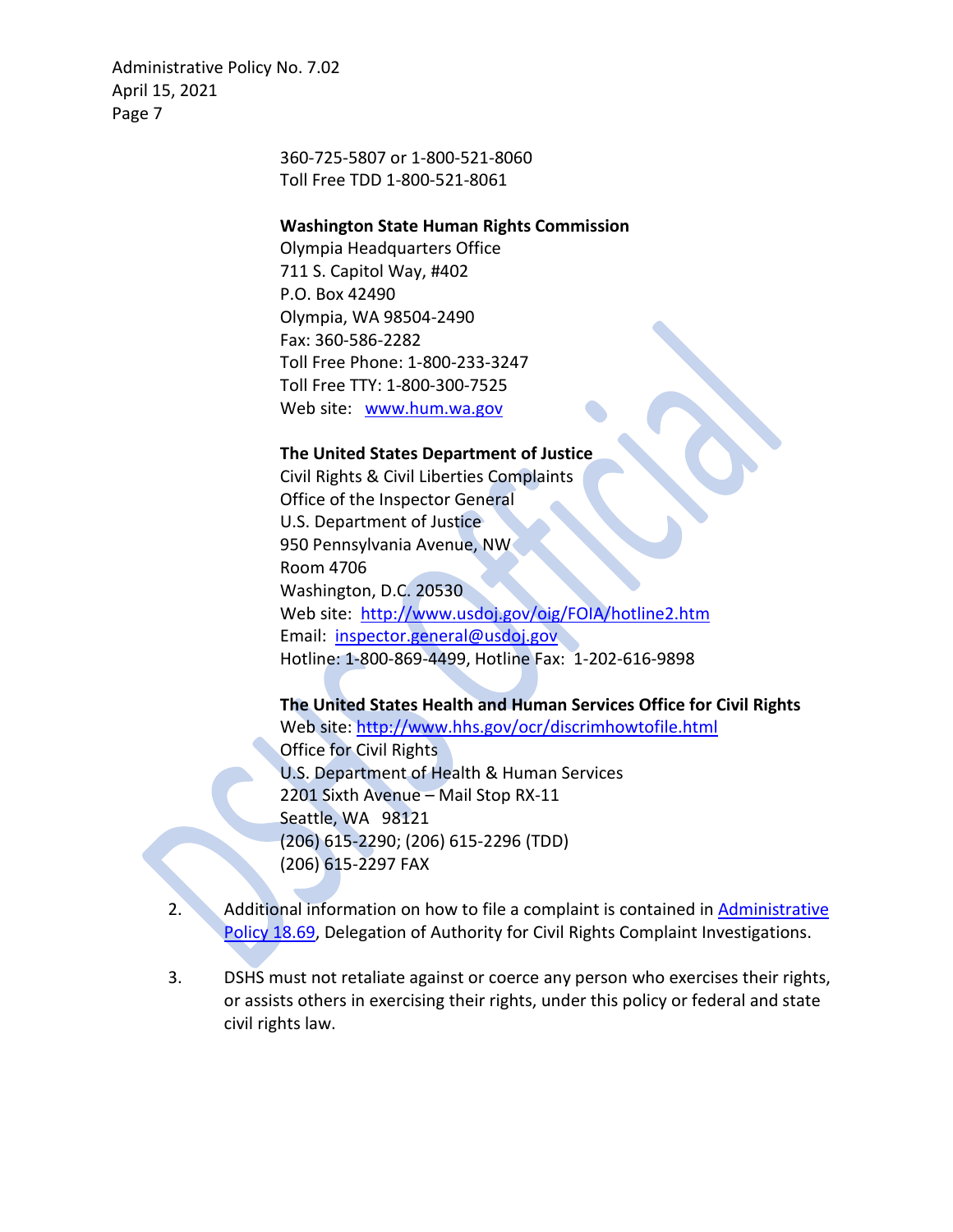360-725-5807 or 1-800-521-8060
Toll Free TDD 1-800-521-8061

**Washington State Human Rights Commission**
Olympia Headquarters Office
711 S. Capitol Way, #402
P.O. Box 42490
Olympia, WA 98504-2490
Fax: 360-586-2282
Toll Free Phone: 1-800-233-3247
Toll Free TTY: 1-800-300-7525
Web site: [www.hum.wa.gov](http://www.hum.wa.gov)

**The United States Department of Justice**
Civil Rights & Civil Liberties Complaints
Office of the Inspector General
U.S. Department of Justice
950 Pennsylvania Avenue, NW
Room 4706
Washington, D.C. 20530
Web site: [http://www.usdoj.gov/oig/FOIA/hotline2.htm](http://www.usdoj.gov/oig/FOIA/hotline2.htm)
Email: [inspector.general@usdoj.gov](mailto:inspector.general@usdoj.gov)
Hotline: 1-800-869-4499, Hotline Fax: 1-202-616-9898

**The United States Health and Human Services Office for Civil Rights**
Web site: [http://www.hhs.gov/ocr/discrimhowtofile.html](http://www.hhs.gov/ocr/discrimhowtofile.html)
Office for Civil Rights
U.S. Department of Health & Human Services
2201 Sixth Avenue – Mail Stop RX-11
Seattle, WA 98121
(206) 615-2290; (206) 615-2296 (TDD)
(206) 615-2297 FAX

2. Additional information on how to file a complaint is contained in Administrative Policy 18.69, Delegation of Authority for Civil Rights Complaint Investigations.

3. DSHS must not retaliate against or coerce any person who exercises their rights, or assists others in exercising their rights, under this policy or federal and state civil rights law.